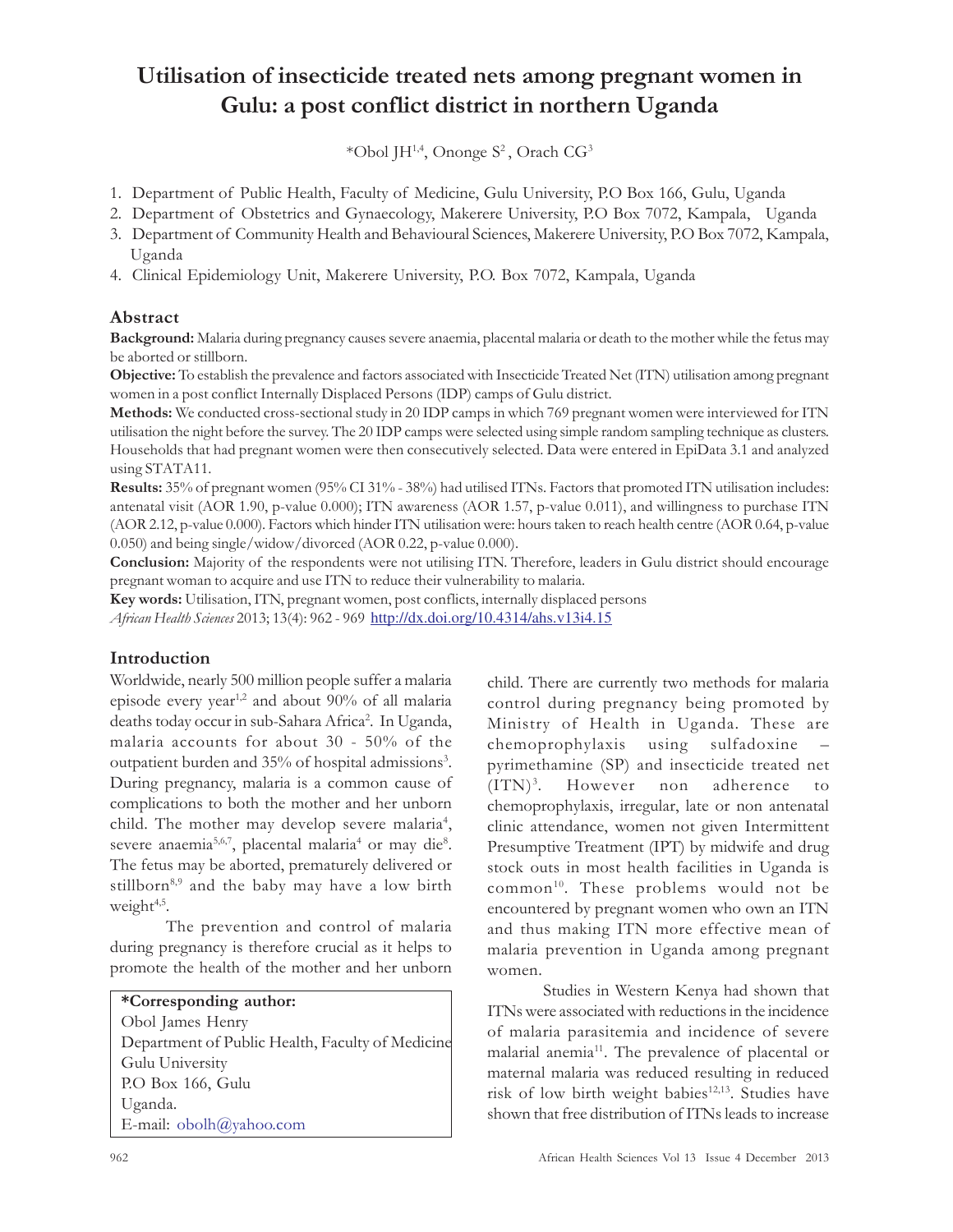# Utilisation of insecticide treated nets among pregnant women in Gulu: a post conflict district in northern Uganda

*Obol JH[1,4], Ononge S[2], Orach CG[3]

1. Department of Public Health, Faculty of Medicine, Gulu University, P.O Box 166, Gulu, Uganda
2. Department of Obstetrics and Gynaecology, Makerere University, P.O Box 7072, Kampala, Uganda
3. Department of Community Health and Behavioural Sciences, Makerere University, P.O Box 7072, Kampala, Uganda
4. Clinical Epidemiology Unit, Makerere University, P.O. Box 7072, Kampala, Uganda

## Abstract

**Background:** Malaria during pregnancy causes severe anaemia, placental malaria or death to the mother while the fetus may be aborted or stillborn.

**Objective:** To establish the prevalence and factors associated with Insecticide Treated Net (ITN) utilisation among pregnant women in a post conflict Internally Displaced Persons (IDP) camps of Gulu district.

**Methods:** We conducted cross-sectional study in 20 IDP camps in which 769 pregnant women were interviewed for ITN utilisation the night before the survey. The 20 IDP camps were selected using simple random sampling technique as clusters. Households that had pregnant women were then consecutively selected. Data were entered in EpiData 3.1 and analyzed using STATA11.

**Results:** 35% of pregnant women (95% CI 31% - 38%) had utilised ITNs. Factors that promoted ITN utilisation includes: antenatal visit (AOR 1.90, p-value 0.000); ITN awareness (AOR 1.57, p-value 0.011), and willingness to purchase ITN (AOR 2.12, p-value 0.000). Factors which hinder ITN utilisation were: hours taken to reach health centre (AOR 0.64, p-value 0.050) and being single/widow/divorced (AOR 0.22, p-value 0.000).

**Conclusion:** Majority of the respondents were not utilising ITN. Therefore, leaders in Gulu district should encourage pregnant woman to acquire and use ITN to reduce their vulnerability to malaria.

**Key words:** Utilisation, ITN, pregnant women, post conflicts, internally displaced persons

*African Health Sciences* 2013; 13(4): 962 - 969 http://dx.doi.org/10.4314/ahs.v13i4.15

## Introduction

Worldwide, nearly 500 million people suffer a malaria episode every year[1,2] and about 90% of all malaria deaths today occur in sub-Sahara Africa[2]. In Uganda, malaria accounts for about 30 - 50% of the outpatient burden and 35% of hospital admissions[3]. During pregnancy, malaria is a common cause of complications to both the mother and her unborn child. The mother may develop severe malaria[4], severe anaemia[5,6,7], placental malaria[4] or may die[8]. The fetus may be aborted, prematurely delivered or stillborn[8,9] and the baby may have a low birth weight[4,5].

The prevention and control of malaria during pregnancy is therefore crucial as it helps to promote the health of the mother and her unborn child. There are currently two methods for malaria control during pregnancy being promoted by Ministry of Health in Uganda. These are chemoprophylaxis using sulfadoxine – pyrimethamine (SP) and insecticide treated net (ITN)[3]. However non adherence to chemoprophylaxis, irregular, late or non antenatal clinic attendance, women not given Intermittent Presumptive Treatment (IPT) by midwife and drug stock outs in most health facilities in Uganda is common[10]. These problems would not be encountered by pregnant women who own an ITN and thus making ITN more effective mean of malaria prevention in Uganda among pregnant women.

Studies in Western Kenya had shown that ITNs were associated with reductions in the incidence of malaria parasitemia and incidence of severe malarial anemia[11]. The prevalence of placental or maternal malaria was reduced resulting in reduced risk of low birth weight babies[12,13]. Studies have shown that free distribution of ITNs leads to increase

**\*Corresponding author:**
Obol James Henry
Department of Public Health, Faculty of Medicine
Gulu University
P.O Box 166, Gulu
Uganda.
E-mail: obolh@yahoo.com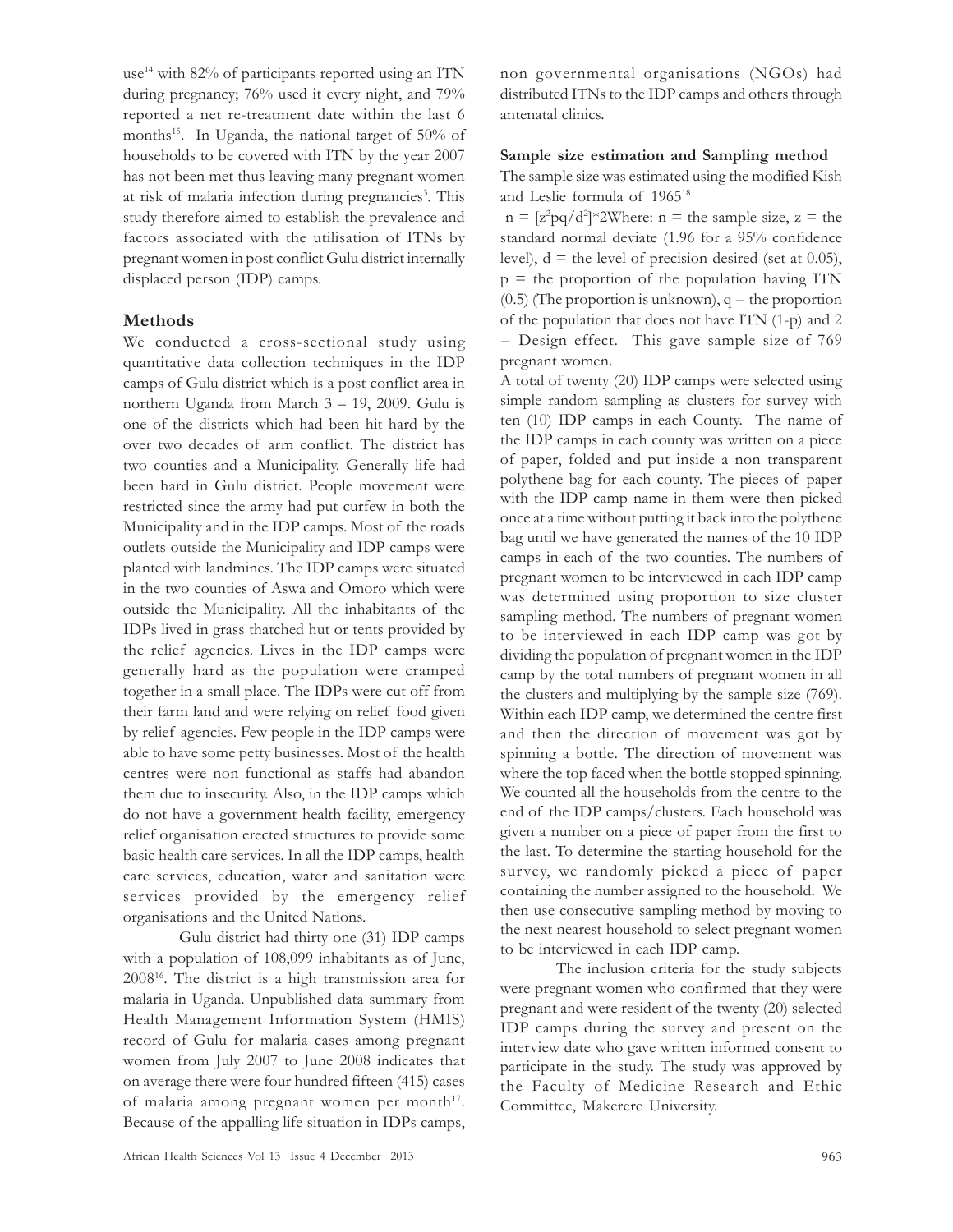use[14] with 82% of participants reported using an ITN during pregnancy; 76% used it every night, and 79% reported a net re-treatment date within the last 6 months[15]. In Uganda, the national target of 50% of households to be covered with ITN by the year 2007 has not been met thus leaving many pregnant women at risk of malaria infection during pregnancies[3]. This study therefore aimed to establish the prevalence and factors associated with the utilisation of ITNs by pregnant women in post conflict Gulu district internally displaced person (IDP) camps.

## Methods

We conducted a cross-sectional study using quantitative data collection techniques in the IDP camps of Gulu district which is a post conflict area in northern Uganda from March 3 – 19, 2009. Gulu is one of the districts which had been hit hard by the over two decades of arm conflict. The district has two counties and a Municipality. Generally life had been hard in Gulu district. People movement were restricted since the army had put curfew in both the Municipality and in the IDP camps. Most of the roads outlets outside the Municipality and IDP camps were planted with landmines. The IDP camps were situated in the two counties of Aswa and Omoro which were outside the Municipality. All the inhabitants of the IDPs lived in grass thatched hut or tents provided by the relief agencies. Lives in the IDP camps were generally hard as the population were cramped together in a small place. The IDPs were cut off from their farm land and were relying on relief food given by relief agencies. Few people in the IDP camps were able to have some petty businesses. Most of the health centres were non functional as staffs had abandon them due to insecurity. Also, in the IDP camps which do not have a government health facility, emergency relief organisation erected structures to provide some basic health care services. In all the IDP camps, health care services, education, water and sanitation were services provided by the emergency relief organisations and the United Nations.

Gulu district had thirty one (31) IDP camps with a population of 108,099 inhabitants as of June, 2008[16]. The district is a high transmission area for malaria in Uganda. Unpublished data summary from Health Management Information System (HMIS) record of Gulu for malaria cases among pregnant women from July 2007 to June 2008 indicates that on average there were four hundred fifteen (415) cases of malaria among pregnant women per month[17]. Because of the appalling life situation in IDPs camps, non governmental organisations (NGOs) had distributed ITNs to the IDP camps and others through antenatal clinics.

**Sample size estimation and Sampling method**

The sample size was estimated using the modified Kish and Leslie formula of 1965[18]

$n = [z^2pq/d^2]*2$Where: n = the sample size, z = the standard normal deviate (1.96 for a 95% confidence level), d = the level of precision desired (set at 0.05), p = the proportion of the population having ITN (0.5) (The proportion is unknown), q = the proportion of the population that does not have ITN (1-p) and 2 = Design effect. This gave sample size of 769 pregnant women.

A total of twenty (20) IDP camps were selected using simple random sampling as clusters for survey with ten (10) IDP camps in each County. The name of the IDP camps in each county was written on a piece of paper, folded and put inside a non transparent polythene bag for each county. The pieces of paper with the IDP camp name in them were then picked once at a time without putting it back into the polythene bag until we have generated the names of the 10 IDP camps in each of the two counties. The numbers of pregnant women to be interviewed in each IDP camp was determined using proportion to size cluster sampling method. The numbers of pregnant women to be interviewed in each IDP camp was got by dividing the population of pregnant women in the IDP camp by the total numbers of pregnant women in all the clusters and multiplying by the sample size (769). Within each IDP camp, we determined the centre first and then the direction of movement was got by spinning a bottle. The direction of movement was where the top faced when the bottle stopped spinning. We counted all the households from the centre to the end of the IDP camps/clusters. Each household was given a number on a piece of paper from the first to the last. To determine the starting household for the survey, we randomly picked a piece of paper containing the number assigned to the household. We then use consecutive sampling method by moving to the next nearest household to select pregnant women to be interviewed in each IDP camp.

The inclusion criteria for the study subjects were pregnant women who confirmed that they were pregnant and were resident of the twenty (20) selected IDP camps during the survey and present on the interview date who gave written informed consent to participate in the study. The study was approved by the Faculty of Medicine Research and Ethic Committee, Makerere University.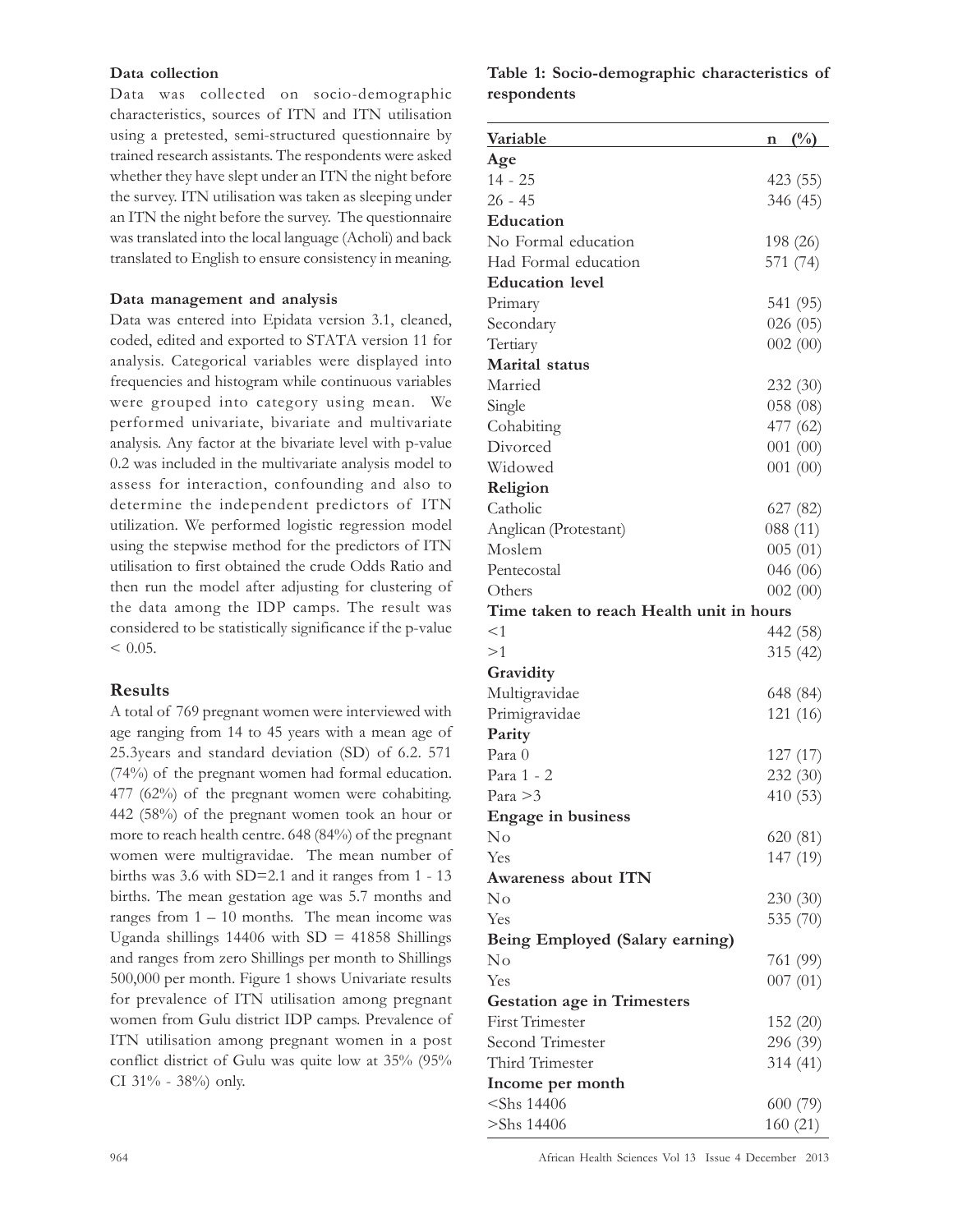**Data collection**

Data was collected on socio-demographic characteristics, sources of ITN and ITN utilisation using a pretested, semi-structured questionnaire by trained research assistants. The respondents were asked whether they have slept under an ITN the night before the survey. ITN utilisation was taken as sleeping under an ITN the night before the survey. The questionnaire was translated into the local language (Acholi) and back translated to English to ensure consistency in meaning.

**Data management and analysis**

Data was entered into Epidata version 3.1, cleaned, coded, edited and exported to STATA version 11 for analysis. Categorical variables were displayed into frequencies and histogram while continuous variables were grouped into category using mean. We performed univariate, bivariate and multivariate analysis. Any factor at the bivariate level with p-value 0.2 was included in the multivariate analysis model to assess for interaction, confounding and also to determine the independent predictors of ITN utilization. We performed logistic regression model using the stepwise method for the predictors of ITN utilisation to first obtained the crude Odds Ratio and then run the model after adjusting for clustering of the data among the IDP camps. The result was considered to be statistically significance if the p-value $< 0.05$.

## Results

A total of 769 pregnant women were interviewed with age ranging from 14 to 45 years with a mean age of 25.3years and standard deviation (SD) of 6.2. 571 (74%) of the pregnant women had formal education. 477 (62%) of the pregnant women were cohabiting. 442 (58%) of the pregnant women took an hour or more to reach health centre. 648 (84%) of the pregnant women were multigravidae. The mean number of births was 3.6 with SD=2.1 and it ranges from 1 - 13 births. The mean gestation age was 5.7 months and ranges from 1 – 10 months. The mean income was Uganda shillings 14406 with SD = 41858 Shillings and ranges from zero Shillings per month to Shillings 500,000 per month. Figure 1 shows Univariate results for prevalence of ITN utilisation among pregnant women from Gulu district IDP camps. Prevalence of ITN utilisation among pregnant women in a post conflict district of Gulu was quite low at 35% (95% CI 31% - 38%) only.

**Table 1: Socio-demographic characteristics of respondents**

| Variable | n (%) |
|---|---|
| **Age** | |
| 14 - 25 | 423 (55) |
| 26 - 45 | 346 (45) |
| **Education** | |
| No Formal education | 198 (26) |
| Had Formal education | 571 (74) |
| **Education level** | |
| Primary | 541 (95) |
| Secondary | 026 (05) |
| Tertiary | 002 (00) |
| **Marital status** | |
| Married | 232 (30) |
| Single | 058 (08) |
| Cohabiting | 477 (62) |
| Divorced | 001 (00) |
| Widowed | 001 (00) |
| **Religion** | |
| Catholic | 627 (82) |
| Anglican (Protestant) | 088 (11) |
| Moslem | 005 (01) |
| Pentecostal | 046 (06) |
| Others | 002 (00) |
| **Time taken to reach Health unit in hours** | |
| <1 | 442 (58) |
| >1 | 315 (42) |
| **Gravidity** | |
| Multigravidae | 648 (84) |
| Primigravidae | 121 (16) |
| **Parity** | |
| Para 0 | 127 (17) |
| Para 1 - 2 | 232 (30) |
| Para >3 | 410 (53) |
| **Engage in business** | |
| No | 620 (81) |
| Yes | 147 (19) |
| **Awareness about ITN** | |
| No | 230 (30) |
| Yes | 535 (70) |
| **Being Employed (Salary earning)** | |
| No | 761 (99) |
| Yes | 007 (01) |
| **Gestation age in Trimesters** | |
| First Trimester | 152 (20) |
| Second Trimester | 296 (39) |
| Third Trimester | 314 (41) |
| **Income per month** | |
| <Shs 14406 | 600 (79) |
| >Shs 14406 | 160 (21) |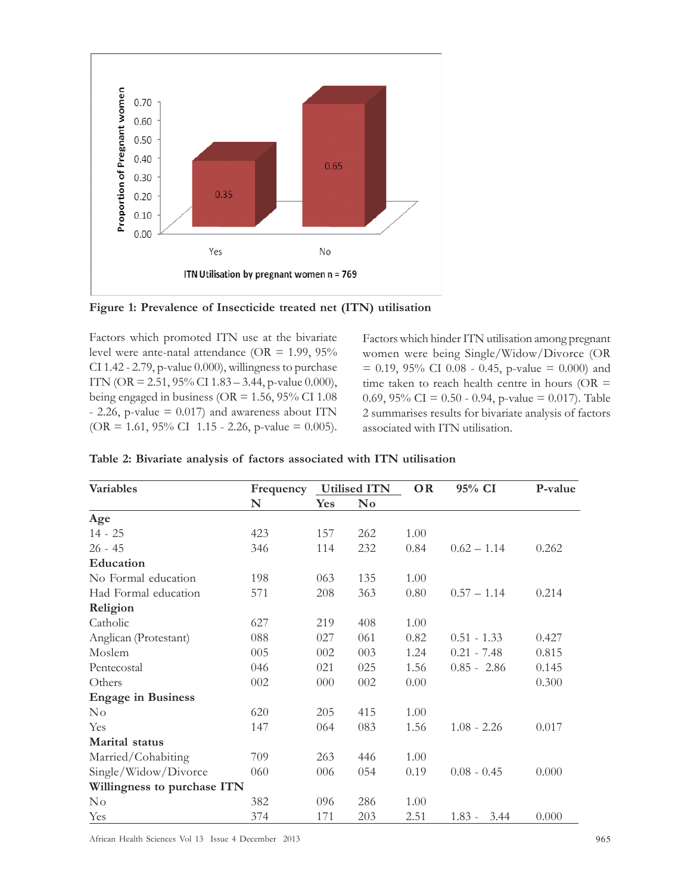**Figure 1: Prevalence of Insecticide treated net (ITN) utilisation**

Factors which promoted ITN use at the bivariate level were ante-natal attendance (OR = 1.99, 95% CI 1.42 - 2.79, p-value 0.000), willingness to purchase ITN (OR = 2.51, 95% CI 1.83 – 3.44, p-value 0.000), being engaged in business (OR = 1.56, 95% CI 1.08 - 2.26, p-value = 0.017) and awareness about ITN (OR = 1.61, 95% CI 1.15 - 2.26, p-value = 0.005).

Factors which hinder ITN utilisation among pregnant women were being Single/Widow/Divorce (OR = 0.19, 95% CI 0.08 - 0.45, p-value = 0.000) and time taken to reach health centre in hours (OR = 0.69, 95% CI = 0.50 - 0.94, p-value = 0.017). Table 2 summarises results for bivariate analysis of factors associated with ITN utilisation.

**Table 2: Bivariate analysis of factors associated with ITN utilisation**

| Variables | Frequency | Utilised ITN | | OR | 95% CI | P-value |
|---|---|---|---|---|---|---|
| | N | Yes | No | | | |
| **Age** | | | | | | |
| 14 - 25 | 423 | 157 | 262 | 1.00 | | |
| 26 - 45 | 346 | 114 | 232 | 0.84 | 0.62 – 1.14 | 0.262 |
| **Education** | | | | | | |
| No Formal education | 198 | 063 | 135 | 1.00 | | |
| Had Formal education | 571 | 208 | 363 | 0.80 | 0.57 – 1.14 | 0.214 |
| **Religion** | | | | | | |
| Catholic | 627 | 219 | 408 | 1.00 | | |
| Anglican (Protestant) | 088 | 027 | 061 | 0.82 | 0.51 - 1.33 | 0.427 |
| Moslem | 005 | 002 | 003 | 1.24 | 0.21 - 7.48 | 0.815 |
| Pentecostal | 046 | 021 | 025 | 1.56 | 0.85 - 2.86 | 0.145 |
| Others | 002 | 000 | 002 | 0.00 | | 0.300 |
| **Engage in Business** | | | | | | |
| No | 620 | 205 | 415 | 1.00 | | |
| Yes | 147 | 064 | 083 | 1.56 | 1.08 - 2.26 | 0.017 |
| **Marital status** | | | | | | |
| Married/Cohabiting | 709 | 263 | 446 | 1.00 | | |
| Single/Widow/Divorce | 060 | 006 | 054 | 0.19 | 0.08 - 0.45 | 0.000 |
| **Willingness to purchase ITN** | | | | | | |
| No | 382 | 096 | 286 | 1.00 | | |
| Yes | 374 | 171 | 203 | 2.51 | 1.83 - 3.44 | 0.000 |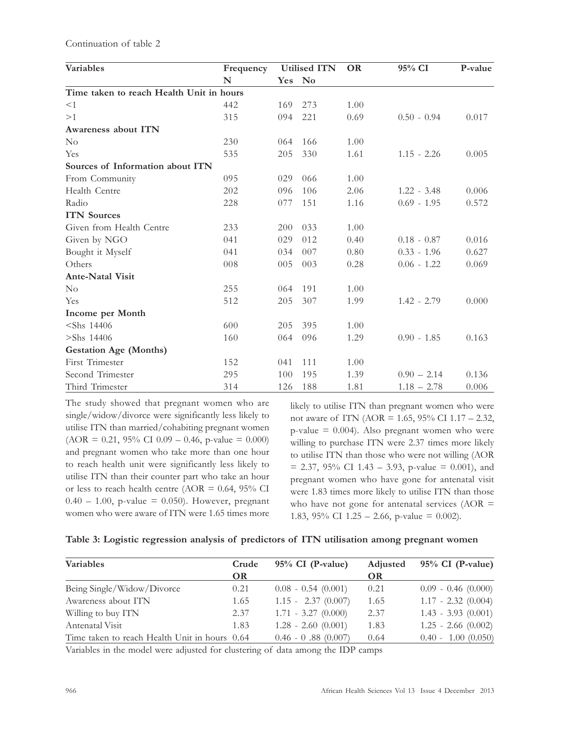Continuation of table 2

| Variables | Frequency | Utilised ITN | | OR | 95% CI | P-value |
|---|---|---|---|---|---|---|
| | N | Yes | No | | | |
| **Time taken to reach Health Unit in hours** | | | | | | |
| <1 | 442 | 169 | 273 | 1.00 | | |
| >1 | 315 | 094 | 221 | 0.69 | 0.50 - 0.94 | 0.017 |
| **Awareness about ITN** | | | | | | |
| No | 230 | 064 | 166 | 1.00 | | |
| Yes | 535 | 205 | 330 | 1.61 | 1.15 - 2.26 | 0.005 |
| **Sources of Information about ITN** | | | | | | |
| From Community | 095 | 029 | 066 | 1.00 | | |
| Health Centre | 202 | 096 | 106 | 2.06 | 1.22 - 3.48 | 0.006 |
| Radio | 228 | 077 | 151 | 1.16 | 0.69 - 1.95 | 0.572 |
| **ITN Sources** | | | | | | |
| Given from Health Centre | 233 | 200 | 033 | 1.00 | | |
| Given by NGO | 041 | 029 | 012 | 0.40 | 0.18 - 0.87 | 0.016 |
| Bought it Myself | 041 | 034 | 007 | 0.80 | 0.33 - 1.96 | 0.627 |
| Others | 008 | 005 | 003 | 0.28 | 0.06 - 1.22 | 0.069 |
| **Ante-Natal Visit** | | | | | | |
| No | 255 | 064 | 191 | 1.00 | | |
| Yes | 512 | 205 | 307 | 1.99 | 1.42 - 2.79 | 0.000 |
| **Income per Month** | | | | | | |
| <Shs 14406 | 600 | 205 | 395 | 1.00 | | |
| >Shs 14406 | 160 | 064 | 096 | 1.29 | 0.90 - 1.85 | 0.163 |
| **Gestation Age (Months)** | | | | | | |
| First Trimester | 152 | 041 | 111 | 1.00 | | |
| Second Trimester | 295 | 100 | 195 | 1.39 | 0.90 – 2.14 | 0.136 |
| Third Trimester | 314 | 126 | 188 | 1.81 | 1.18 – 2.78 | 0.006 |

The study showed that pregnant women who are single/widow/divorce were significantly less likely to utilise ITN than married/cohabiting pregnant women (AOR = 0.21, 95% CI 0.09 – 0.46, p-value = 0.000) and pregnant women who take more than one hour to reach health unit were significantly less likely to utilise ITN than their counter part who take an hour or less to reach health centre (AOR = 0.64, 95% CI 0.40 – 1.00, p-value = 0.050). However, pregnant women who were aware of ITN were 1.65 times more likely to utilise ITN than pregnant women who were not aware of ITN (AOR = 1.65, 95% CI 1.17 – 2.32, p-value = 0.004). Also pregnant women who were willing to purchase ITN were 2.37 times more likely to utilise ITN than those who were not willing (AOR = 2.37, 95% CI 1.43 – 3.93, p-value = 0.001), and pregnant women who have gone for antenatal visit were 1.83 times more likely to utilise ITN than those who have not gone for antenatal services (AOR = 1.83, 95% CI 1.25 – 2.66, p-value = 0.002).

**Table 3: Logistic regression analysis of predictors of ITN utilisation among pregnant women**

| Variables | Crude OR | 95% CI (P-value) | Adjusted OR | 95% CI (P-value) |
|---|---|---|---|---|
| Being Single/Widow/Divorce | 0.21 | 0.08 - 0.54 (0.001) | 0.21 | 0.09 - 0.46 (0.000) |
| Awareness about ITN | 1.65 | 1.15 - 2.37 (0.007) | 1.65 | 1.17 - 2.32 (0.004) |
| Willing to buy ITN | 2.37 | 1.71 - 3.27 (0.000) | 2.37 | 1.43 - 3.93 (0.001) |
| Antenatal Visit | 1.83 | 1.28 - 2.60 (0.001) | 1.83 | 1.25 - 2.66 (0.002) |
| Time taken to reach Health Unit in hours | 0.64 | 0.46 - 0 .88 (0.007) | 0.64 | 0.40 - 1.00 (0.050) |

Variables in the model were adjusted for clustering of data among the IDP camps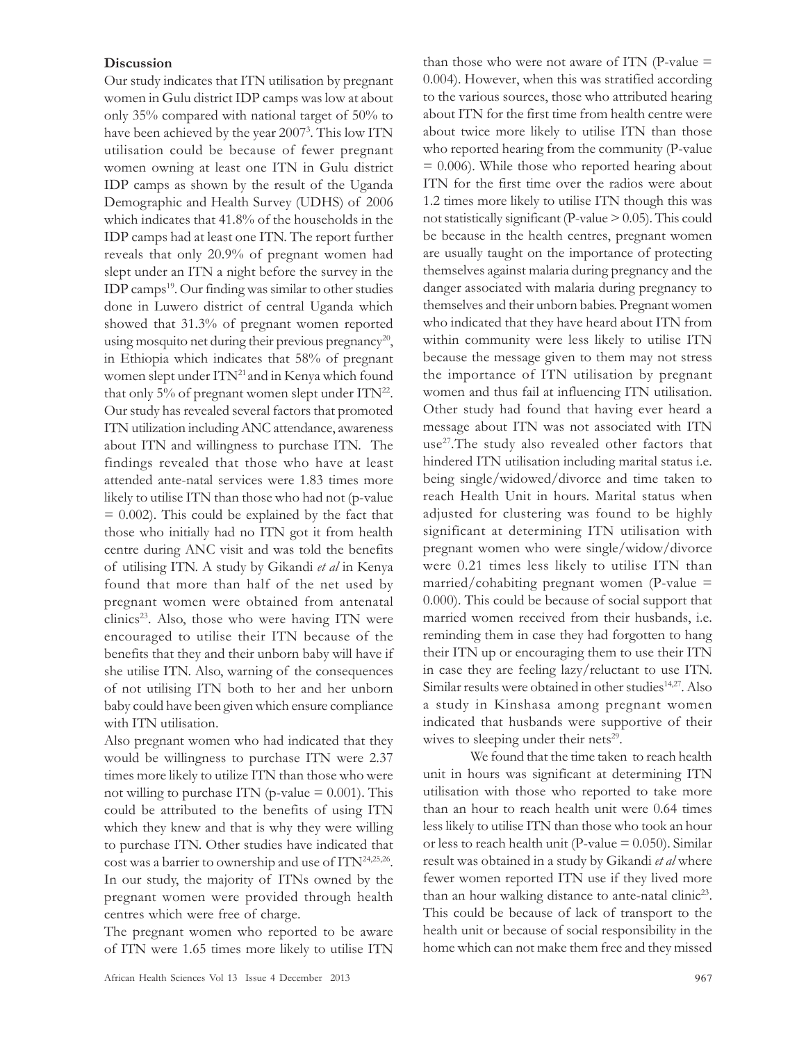### Discussion

Our study indicates that ITN utilisation by pregnant women in Gulu district IDP camps was low at about only 35% compared with national target of 50% to have been achieved by the year 2007[3]. This low ITN utilisation could be because of fewer pregnant women owning at least one ITN in Gulu district IDP camps as shown by the result of the Uganda Demographic and Health Survey (UDHS) of 2006 which indicates that 41.8% of the households in the IDP camps had at least one ITN. The report further reveals that only 20.9% of pregnant women had slept under an ITN a night before the survey in the IDP camps[19]. Our finding was similar to other studies done in Luwero district of central Uganda which showed that 31.3% of pregnant women reported using mosquito net during their previous pregnancy[20], in Ethiopia which indicates that 58% of pregnant women slept under ITN[21] and in Kenya which found that only 5% of pregnant women slept under ITN[22]. Our study has revealed several factors that promoted ITN utilization including ANC attendance, awareness about ITN and willingness to purchase ITN. The findings revealed that those who have at least attended ante-natal services were 1.83 times more likely to utilise ITN than those who had not (p-value = 0.002). This could be explained by the fact that those who initially had no ITN got it from health centre during ANC visit and was told the benefits of utilising ITN. A study by Gikandi *et al* in Kenya found that more than half of the net used by pregnant women were obtained from antenatal clinics[23]. Also, those who were having ITN were encouraged to utilise their ITN because of the benefits that they and their unborn baby will have if she utilise ITN. Also, warning of the consequences of not utilising ITN both to her and her unborn baby could have been given which ensure compliance with ITN utilisation.

Also pregnant women who had indicated that they would be willingness to purchase ITN were 2.37 times more likely to utilize ITN than those who were not willing to purchase ITN (p-value = 0.001). This could be attributed to the benefits of using ITN which they knew and that is why they were willing to purchase ITN. Other studies have indicated that cost was a barrier to ownership and use of ITN[24,25,26]. In our study, the majority of ITNs owned by the pregnant women were provided through health centres which were free of charge.

The pregnant women who reported to be aware of ITN were 1.65 times more likely to utilise ITN than those who were not aware of ITN (P-value = 0.004). However, when this was stratified according to the various sources, those who attributed hearing about ITN for the first time from health centre were about twice more likely to utilise ITN than those who reported hearing from the community (P-value = 0.006). While those who reported hearing about ITN for the first time over the radios were about 1.2 times more likely to utilise ITN though this was not statistically significant (P-value > 0.05). This could be because in the health centres, pregnant women are usually taught on the importance of protecting themselves against malaria during pregnancy and the danger associated with malaria during pregnancy to themselves and their unborn babies. Pregnant women who indicated that they have heard about ITN from within community were less likely to utilise ITN because the message given to them may not stress the importance of ITN utilisation by pregnant women and thus fail at influencing ITN utilisation. Other study had found that having ever heard a message about ITN was not associated with ITN use[27].The study also revealed other factors that hindered ITN utilisation including marital status i.e. being single/widowed/divorce and time taken to reach Health Unit in hours. Marital status when adjusted for clustering was found to be highly significant at determining ITN utilisation with pregnant women who were single/widow/divorce were 0.21 times less likely to utilise ITN than married/cohabiting pregnant women (P-value = 0.000). This could be because of social support that married women received from their husbands, i.e. reminding them in case they had forgotten to hang their ITN up or encouraging them to use their ITN in case they are feeling lazy/reluctant to use ITN. Similar results were obtained in other studies[14,27]. Also a study in Kinshasa among pregnant women indicated that husbands were supportive of their wives to sleeping under their nets[29].

We found that the time taken to reach health unit in hours was significant at determining ITN utilisation with those who reported to take more than an hour to reach health unit were 0.64 times less likely to utilise ITN than those who took an hour or less to reach health unit (P-value = 0.050). Similar result was obtained in a study by Gikandi *et al* where fewer women reported ITN use if they lived more than an hour walking distance to ante-natal clinic[23]. This could be because of lack of transport to the health unit or because of social responsibility in the home which can not make them free and they missed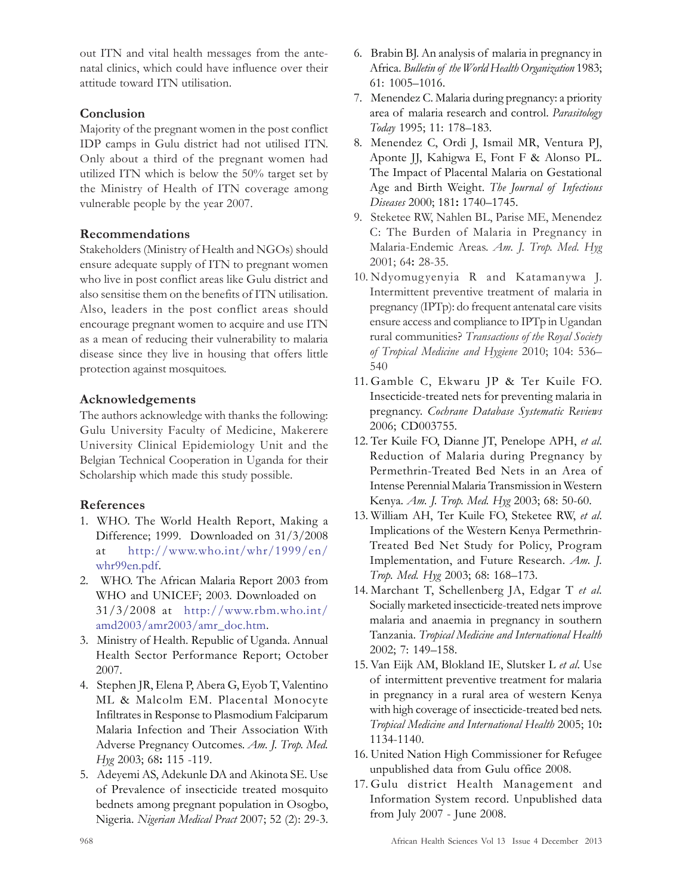out ITN and vital health messages from the antenatal clinics, which could have influence over their attitude toward ITN utilisation.

## Conclusion

Majority of the pregnant women in the post conflict IDP camps in Gulu district had not utilised ITN. Only about a third of the pregnant women had utilized ITN which is below the 50% target set by the Ministry of Health of ITN coverage among vulnerable people by the year 2007.

## Recommendations

Stakeholders (Ministry of Health and NGOs) should ensure adequate supply of ITN to pregnant women who live in post conflict areas like Gulu district and also sensitise them on the benefits of ITN utilisation. Also, leaders in the post conflict areas should encourage pregnant women to acquire and use ITN as a mean of reducing their vulnerability to malaria disease since they live in housing that offers little protection against mosquitoes.

## Acknowledgements

The authors acknowledge with thanks the following: Gulu University Faculty of Medicine, Makerere University Clinical Epidemiology Unit and the Belgian Technical Cooperation in Uganda for their Scholarship which made this study possible.

## References

1. WHO. The World Health Report, Making a Difference; 1999. Downloaded on 31/3/2008 at http://www.who.int/whr/1999/en/whr99en.pdf.
2. WHO. The African Malaria Report 2003 from WHO and UNICEF; 2003. Downloaded on 31/3/2008 at http://www.rbm.who.int/amd2003/amr2003/amr_doc.htm.
3. Ministry of Health. Republic of Uganda. Annual Health Sector Performance Report; October 2007.
4. Stephen JR, Elena P, Abera G, Eyob T, Valentino ML & Malcolm EM. Placental Monocyte Infiltrates in Response to Plasmodium Falciparum Malaria Infection and Their Association With Adverse Pregnancy Outcomes. *Am. J. Trop. Med. Hyg* 2003; 68**:** 115 -119.
5. Adeyemi AS, Adekunle DA and Akinota SE. Use of Prevalence of insecticide treated mosquito bednets among pregnant population in Osogbo, Nigeria. *Nigerian Medical Pract* 2007; 52 (2): 29-3.
6. Brabin BJ. An analysis of malaria in pregnancy in Africa. *Bulletin of the World Health Organization* 1983; 61: 1005–1016.
7. Menendez C. Malaria during pregnancy: a priority area of malaria research and control. *Parasitology Today* 1995; 11: 178–183.
8. Menendez C, Ordi J, Ismail MR, Ventura PJ, Aponte JJ, Kahigwa E, Font F & Alonso PL. The Impact of Placental Malaria on Gestational Age and Birth Weight. *The Journal of Infectious Diseases* 2000; 181**:** 1740–1745.
9. Steketee RW, Nahlen BL, Parise ME, Menendez C: The Burden of Malaria in Pregnancy in Malaria-Endemic Areas. *Am. J. Trop. Med. Hyg* 2001; 64**:** 28-35.
10. Ndyomugyenyia R and Katamanywa J. Intermittent preventive treatment of malaria in pregnancy (IPTp): do frequent antenatal care visits ensure access and compliance to IPTp in Ugandan rural communities? *Transactions of the Royal Society of Tropical Medicine and Hygiene* 2010; 104: 536–540
11. Gamble C, Ekwaru JP & Ter Kuile FO. Insecticide-treated nets for preventing malaria in pregnancy. *Cochrane Database Systematic Reviews* 2006; CD003755.
12. Ter Kuile FO, Dianne JT, Penelope APH, *et al.* Reduction of Malaria during Pregnancy by Permethrin-Treated Bed Nets in an Area of Intense Perennial Malaria Transmission in Western Kenya. *Am. J. Trop. Med. Hyg* 2003; 68: 50-60.
13. William AH, Ter Kuile FO, Steketee RW, *et al.* Implications of the Western Kenya Permethrin-Treated Bed Net Study for Policy, Program Implementation, and Future Research. *Am. J. Trop. Med. Hyg* 2003; 68: 168–173.
14. Marchant T, Schellenberg JA, Edgar T *et al.* Socially marketed insecticide-treated nets improve malaria and anaemia in pregnancy in southern Tanzania. *Tropical Medicine and International Health* 2002; 7: 149–158.
15. Van Eijk AM, Blokland IE, Slutsker L *et al.* Use of intermittent preventive treatment for malaria in pregnancy in a rural area of western Kenya with high coverage of insecticide-treated bed nets. *Tropical Medicine and International Health* 2005; 10**:** 1134-1140.
16. United Nation High Commissioner for Refugee unpublished data from Gulu office 2008.
17. Gulu district Health Management and Information System record. Unpublished data from July 2007 - June 2008.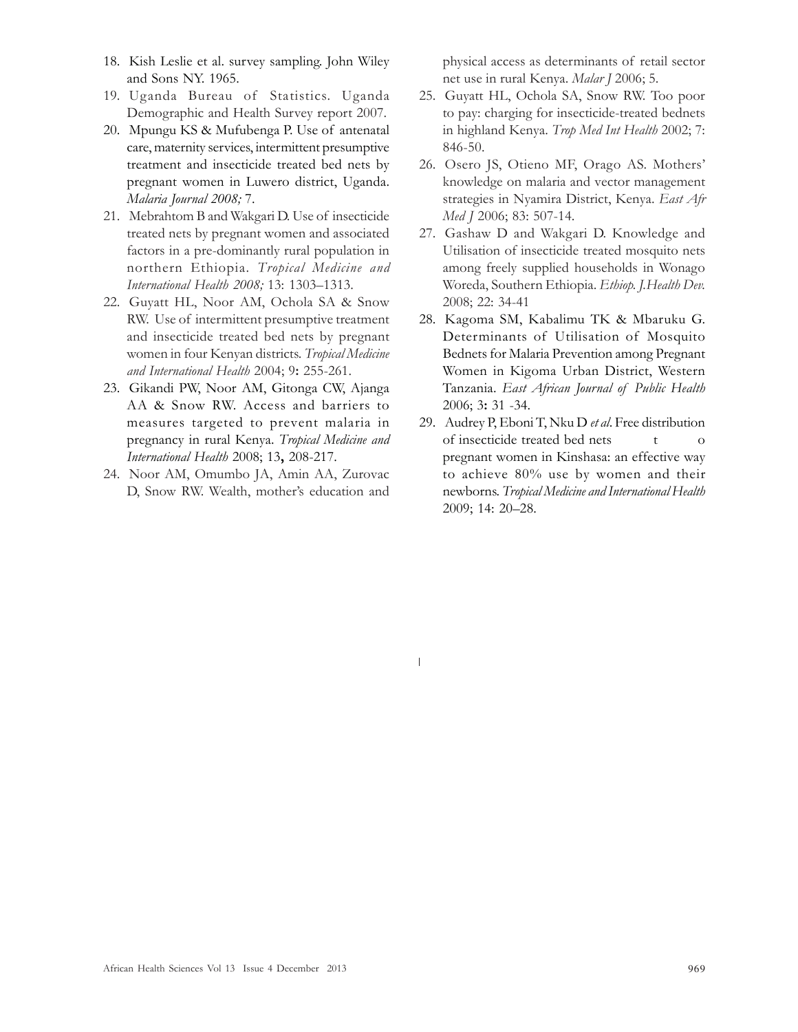18. Kish Leslie et al. survey sampling. John Wiley and Sons NY. 1965.
19. Uganda Bureau of Statistics. Uganda Demographic and Health Survey report 2007.
20. Mpungu KS & Mufubenga P. Use of antenatal care, maternity services, intermittent presumptive treatment and insecticide treated bed nets by pregnant women in Luwero district, Uganda. *Malaria Journal 2008;* 7.
21. Mebrahtom B and Wakgari D. Use of insecticide treated nets by pregnant women and associated factors in a pre-dominantly rural population in northern Ethiopia. *Tropical Medicine and International Health 2008;* 13: 1303–1313.
22. Guyatt HL, Noor AM, Ochola SA & Snow RW. Use of intermittent presumptive treatment and insecticide treated bed nets by pregnant women in four Kenyan districts. *Tropical Medicine and International Health* 2004; 9**:** 255-261.
23. Gikandi PW, Noor AM, Gitonga CW, Ajanga AA & Snow RW. Access and barriers to measures targeted to prevent malaria in pregnancy in rural Kenya. *Tropical Medicine and International Health* 2008; 13**,** 208-217.
24. Noor AM, Omumbo JA, Amin AA, Zurovac D, Snow RW. Wealth, mother's education and physical access as determinants of retail sector net use in rural Kenya. *Malar J* 2006; 5.
25. Guyatt HL, Ochola SA, Snow RW. Too poor to pay: charging for insecticide-treated bednets in highland Kenya. *Trop Med Int Health* 2002; 7: 846-50.
26. Osero JS, Otieno MF, Orago AS. Mothers' knowledge on malaria and vector management strategies in Nyamira District, Kenya. *East Afr Med J* 2006; 83: 507-14.
27. Gashaw D and Wakgari D. Knowledge and Utilisation of insecticide treated mosquito nets among freely supplied households in Wonago Woreda, Southern Ethiopia. *Ethiop. J.Health Dev.* 2008; 22: 34-41
28. Kagoma SM, Kabalimu TK & Mbaruku G. Determinants of Utilisation of Mosquito Bednets for Malaria Prevention among Pregnant Women in Kigoma Urban District, Western Tanzania. *East African Journal of Public Health* 2006; 3**:** 31 -34.
29. Audrey P, Eboni T, Nku D *et al*. Free distribution of insecticide treated bed nets to pregnant women in Kinshasa: an effective way to achieve 80% use by women and their newborns. *Tropical Medicine and International Health* 2009; 14: 20–28.